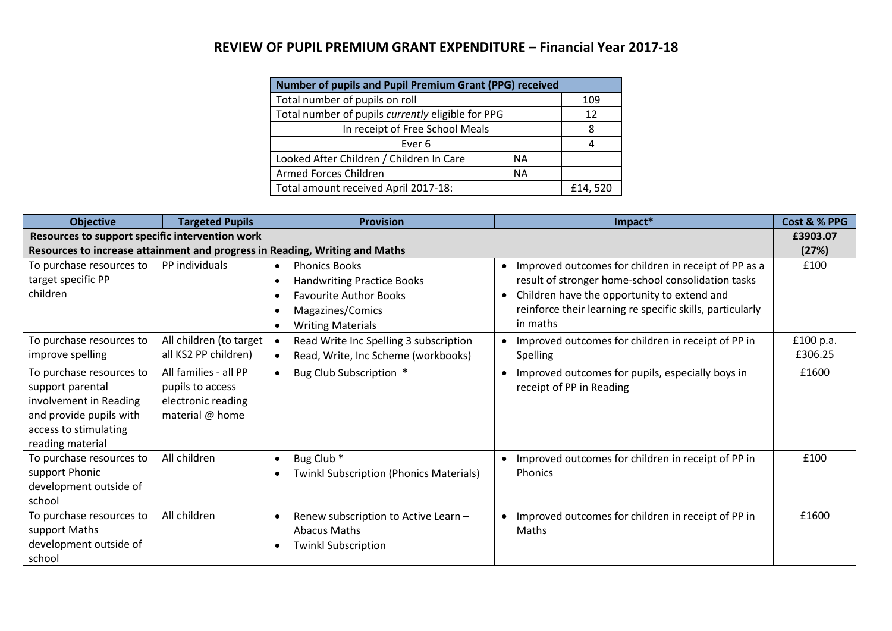# REVIEW OF PUPIL PREMIUM GRANT EXPENDITURE – Financial Year 2017-18

| Number of pupils and Pupil Premium Grant (PPG) received | | |
|---|---|---|
| Total number of pupils on roll | | 109 |
| Total number of pupils *currently* eligible for PPG | | 12 |
| In receipt of Free School Meals | | 8 |
| Ever 6 | | 4 |
| Looked After Children / Children In Care | NA | |
| Armed Forces Children | NA | |
| Total amount received April 2017-18: | | £14, 520 |

| Objective | Targeted Pupils | Provision | Impact* | Cost & % PPG |
|---|---|---|---|---|
| **Resources to support specific intervention work**<br>**Resources to increase attainment and progress in Reading, Writing and Maths** | | | | **£3903.07**<br>**(27%)** |
| To purchase resources to target specific PP children | PP individuals | • Phonics Books<br>• Handwriting Practice Books<br>• Favourite Author Books<br>• Magazines/Comics<br>• Writing Materials | • Improved outcomes for children in receipt of PP as a result of stronger home-school consolidation tasks<br>• Children have the opportunity to extend and reinforce their learning re specific skills, particularly in maths | £100 |
| To purchase resources to improve spelling | All children (to target all KS2 PP children) | • Read Write Inc Spelling 3 subscription<br>• Read, Write, Inc Scheme (workbooks) | • Improved outcomes for children in receipt of PP in Spelling | £100 p.a.<br>£306.25 |
| To purchase resources to support parental involvement in Reading and provide pupils with access to stimulating reading material | All families - all PP pupils to access electronic reading material @ home | • Bug Club Subscription * | • Improved outcomes for pupils, especially boys in receipt of PP in Reading | £1600 |
| To purchase resources to support Phonic development outside of school | All children | • Bug Club *<br>• Twinkl Subscription (Phonics Materials) | • Improved outcomes for children in receipt of PP in Phonics | £100 |
| To purchase resources to support Maths development outside of school | All children | • Renew subscription to Active Learn – Abacus Maths<br>• Twinkl Subscription | • Improved outcomes for children in receipt of PP in Maths | £1600 |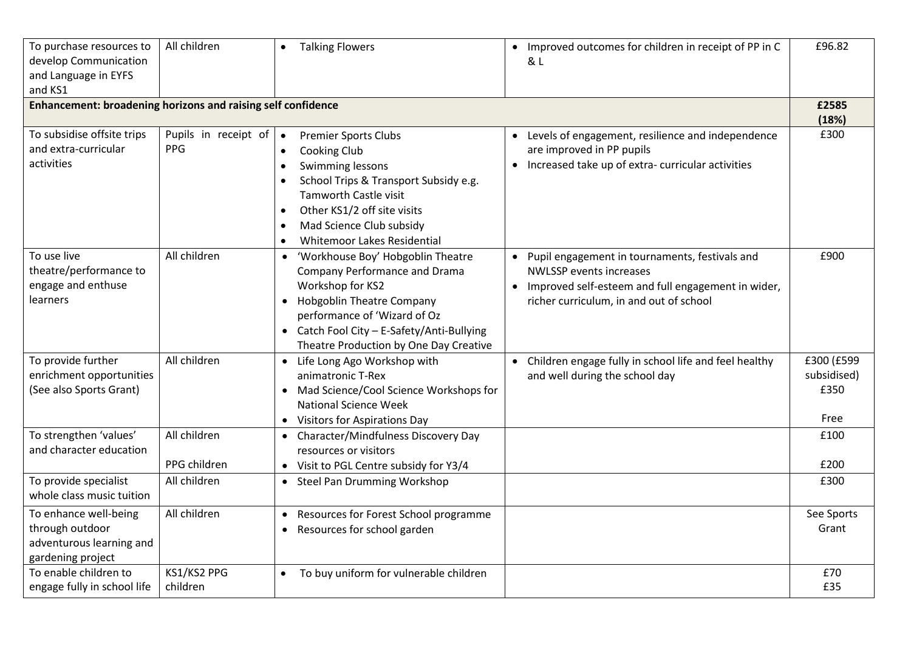| | | | | |
|---|---|---|---|---|
| To purchase resources to develop Communication and Language in EYFS and KS1 | All children | • Talking Flowers | • Improved outcomes for children in receipt of PP in C & L | £96.82 |
| **Enhancement: broadening horizons and raising self confidence** | | | | **£2585 (18%)** |
| To subsidise offsite trips and extra-curricular activities | Pupils in receipt of PPG | • Premier Sports Clubs<br>• Cooking Club<br>• Swimming lessons<br>• School Trips & Transport Subsidy e.g. Tamworth Castle visit<br>• Other KS1/2 off site visits<br>• Mad Science Club subsidy<br>• Whitemoor Lakes Residential | • Levels of engagement, resilience and independence are improved in PP pupils<br>• Increased take up of extra- curricular activities | £300 |
| To use live theatre/performance to engage and enthuse learners | All children | • 'Workhouse Boy' Hobgoblin Theatre Company Performance and Drama Workshop for KS2<br>• Hobgoblin Theatre Company performance of 'Wizard of Oz<br>• Catch Fool City – E-Safety/Anti-Bullying Theatre Production by One Day Creative | • Pupil engagement in tournaments, festivals and NWLSSP events increases<br>• Improved self-esteem and full engagement in wider, richer curriculum, in and out of school | £900 |
| To provide further enrichment opportunities (See also Sports Grant) | All children | • Life Long Ago Workshop with animatronic T-Rex<br>• Mad Science/Cool Science Workshops for National Science Week<br>• Visitors for Aspirations Day | • Children engage fully in school life and feel healthy and well during the school day | £300 (£599 subsidised)<br>£350<br>Free |
| To strengthen 'values' and character education | All children<br>PPG children | • Character/Mindfulness Discovery Day resources or visitors<br>• Visit to PGL Centre subsidy for Y3/4 | | £100<br>£200 |
| To provide specialist whole class music tuition | All children | • Steel Pan Drumming Workshop | | £300 |
| To enhance well-being through outdoor adventurous learning and gardening project | All children | • Resources for Forest School programme<br>• Resources for school garden | | See Sports Grant |
| To enable children to engage fully in school life | KS1/KS2 PPG children | • To buy uniform for vulnerable children | | £70<br>£35 |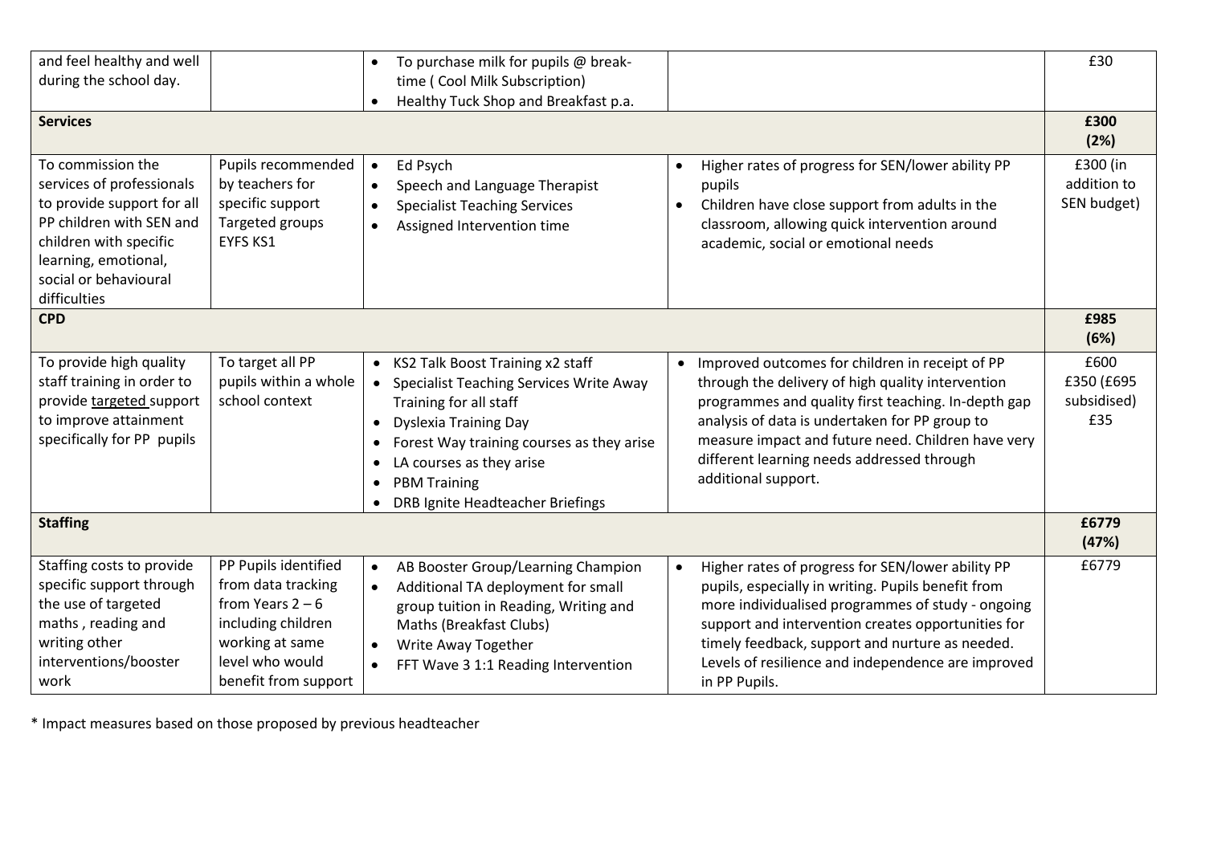| | | | | |
|---|---|---|---|---|
| and feel healthy and well during the school day. | | • To purchase milk for pupils @ break-time ( Cool Milk Subscription)<br>• Healthy Tuck Shop and Breakfast p.a. | | £30 |
| **Services** | | | | **£300 (2%)** |
| To commission the services of professionals to provide support for all PP children with SEN and children with specific learning, emotional, social or behavioural difficulties | Pupils recommended by teachers for specific support Targeted groups EYFS KS1 | • Ed Psych<br>• Speech and Language Therapist<br>• Specialist Teaching Services<br>• Assigned Intervention time | • Higher rates of progress for SEN/lower ability PP pupils<br>• Children have close support from adults in the classroom, allowing quick intervention around academic, social or emotional needs | £300 (in addition to SEN budget) |
| **CPD** | | | | **£985 (6%)** |
| To provide high quality staff training in order to provide targeted support to improve attainment specifically for PP pupils | To target all PP pupils within a whole school context | • KS2 Talk Boost Training x2 staff<br>• Specialist Teaching Services Write Away Training for all staff<br>• Dyslexia Training Day<br>• Forest Way training courses as they arise<br>• LA courses as they arise<br>• PBM Training<br>• DRB Ignite Headteacher Briefings | • Improved outcomes for children in receipt of PP through the delivery of high quality intervention programmes and quality first teaching. In-depth gap analysis of data is undertaken for PP group to measure impact and future need. Children have very different learning needs addressed through additional support. | £600<br>£350 (£695 subsidised)<br>£35 |
| **Staffing** | | | | **£6779 (47%)** |
| Staffing costs to provide specific support through the use of targeted maths , reading and writing other interventions/booster work | PP Pupils identified from data tracking from Years 2 – 6 including children working at same level who would benefit from support | • AB Booster Group/Learning Champion<br>• Additional TA deployment for small group tuition in Reading, Writing and Maths (Breakfast Clubs)<br>• Write Away Together<br>• FFT Wave 3 1:1 Reading Intervention | • Higher rates of progress for SEN/lower ability PP pupils, especially in writing. Pupils benefit from more individualised programmes of study - ongoing support and intervention creates opportunities for timely feedback, support and nurture as needed. Levels of resilience and independence are improved in PP Pupils. | £6779 |

* Impact measures based on those proposed by previous headteacher